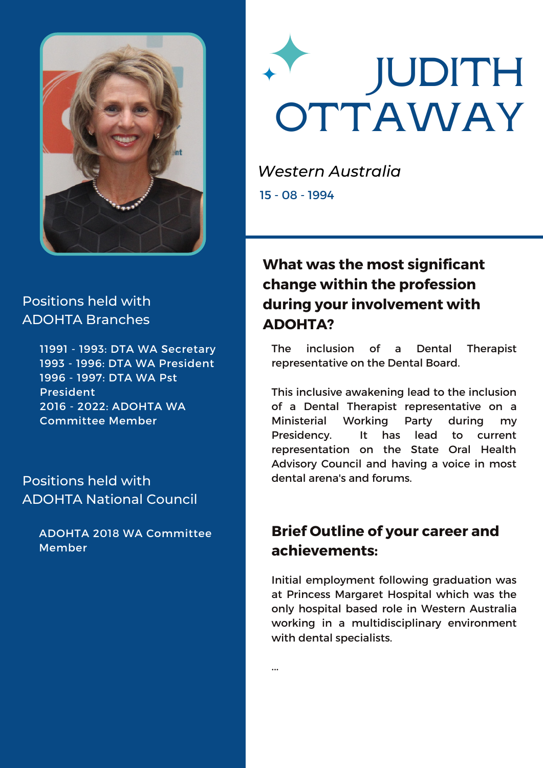# JUDITH OTTAWAY

*Western Australia*

15 - 08 - 1994

## Positions held with ADOHTA Branches

11991 - 1993: DTA WA Secretary
1993 - 1996: DTA WA President
1996 - 1997: DTA WA Pst President
2016 - 2022: ADOHTA WA Committee Member

## Positions held with ADOHTA National Council

ADOHTA 2018 WA Committee Member

## What was the most significant change within the profession during your involvement with ADOHTA?

The inclusion of a Dental Therapist representative on the Dental Board.

This inclusive awakening lead to the inclusion of a Dental Therapist representative on a Ministerial Working Party during my Presidency. It has lead to current representation on the State Oral Health Advisory Council and having a voice in most dental arena's and forums.

## Brief Outline of your career and achievements:

Initial employment following graduation was at Princess Margaret Hospital which was the only hospital based role in Western Australia working in a multidisciplinary environment with dental specialists.

...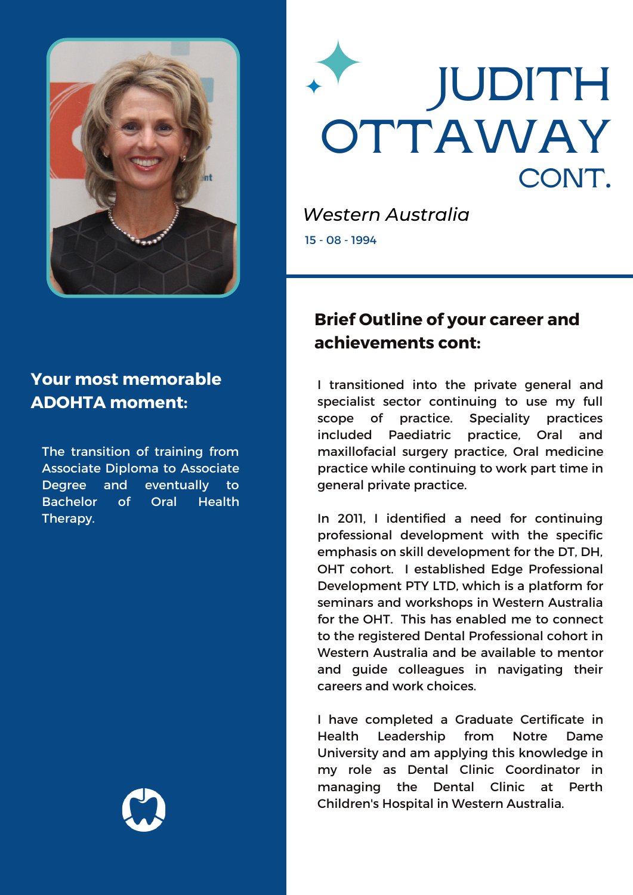# JUDITH OTTAWAY CONT.

*Western Australia*

15 - 08 - 1994

## Your most memorable ADOHTA moment:

The transition of training from Associate Diploma to Associate Degree and eventually to Bachelor of Oral Health Therapy.

## Brief Outline of your career and achievements cont:

I transitioned into the private general and specialist sector continuing to use my full scope of practice. Speciality practices included Paediatric practice, Oral and maxillofacial surgery practice, Oral medicine practice while continuing to work part time in general private practice.

In 2011, I identified a need for continuing professional development with the specific emphasis on skill development for the DT, DH, OHT cohort. I established Edge Professional Development PTY LTD, which is a platform for seminars and workshops in Western Australia for the OHT. This has enabled me to connect to the registered Dental Professional cohort in Western Australia and be available to mentor and guide colleagues in navigating their careers and work choices.

I have completed a Graduate Certificate in Health Leadership from Notre Dame University and am applying this knowledge in my role as Dental Clinic Coordinator in managing the Dental Clinic at Perth Children's Hospital in Western Australia.